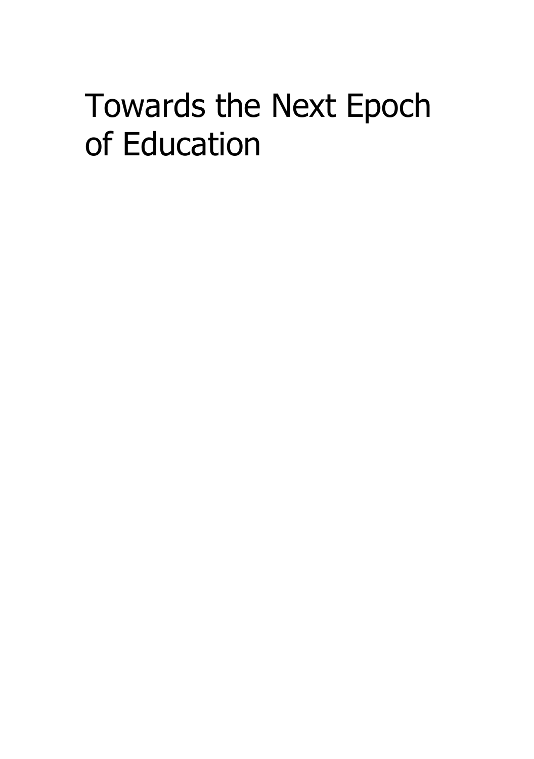# Towards the Next Epoch of Education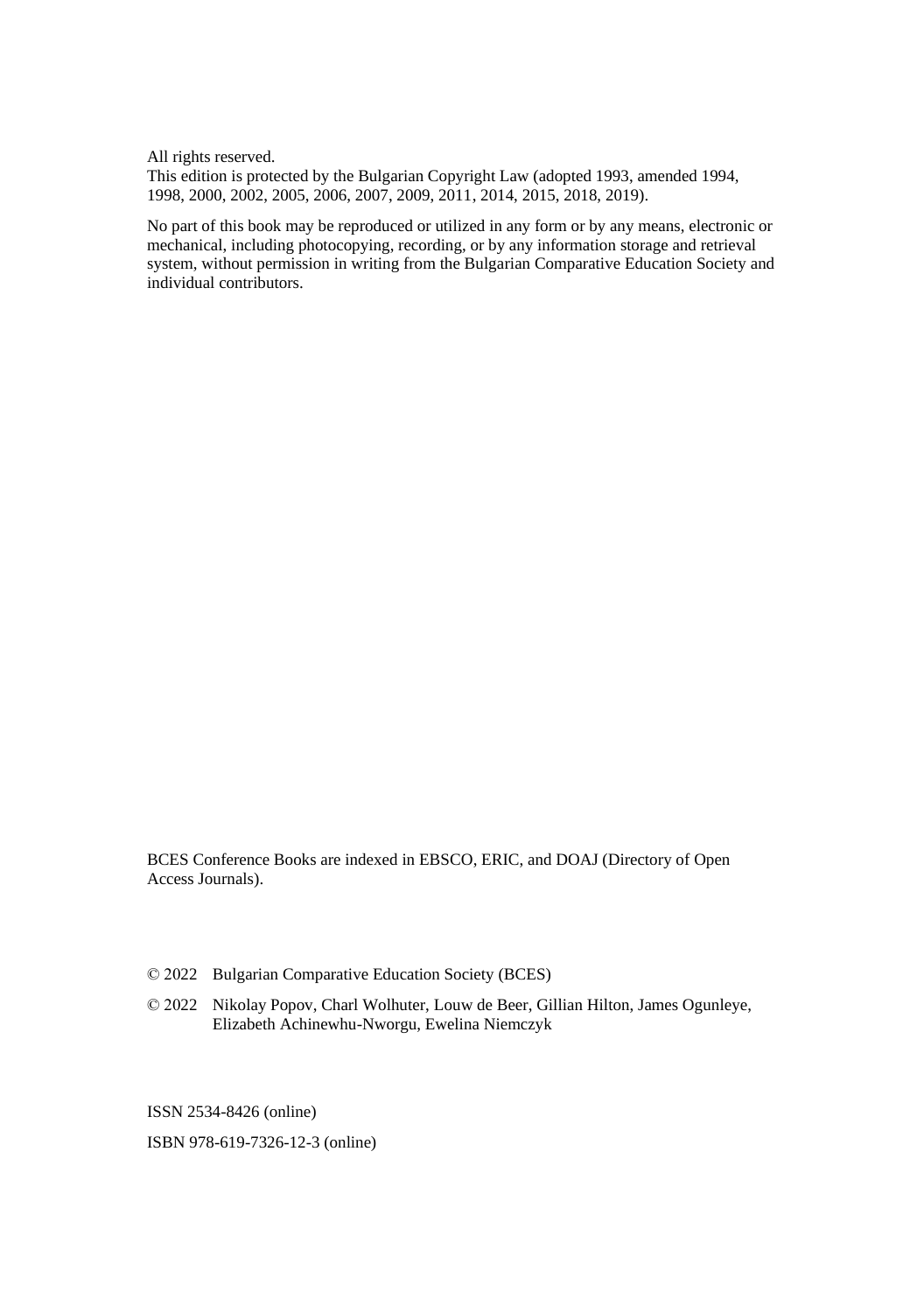All rights reserved.
This edition is protected by the Bulgarian Copyright Law (adopted 1993, amended 1994, 1998, 2000, 2002, 2005, 2006, 2007, 2009, 2011, 2014, 2015, 2018, 2019).

No part of this book may be reproduced or utilized in any form or by any means, electronic or mechanical, including photocopying, recording, or by any information storage and retrieval system, without permission in writing from the Bulgarian Comparative Education Society and individual contributors.

BCES Conference Books are indexed in EBSCO, ERIC, and DOAJ (Directory of Open Access Journals).

© 2022 Bulgarian Comparative Education Society (BCES)

© 2022 Nikolay Popov, Charl Wolhuter, Louw de Beer, Gillian Hilton, James Ogunleye, Elizabeth Achinewhu-Nworgu, Ewelina Niemczyk

ISSN 2534-8426 (online)

ISBN 978-619-7326-12-3 (online)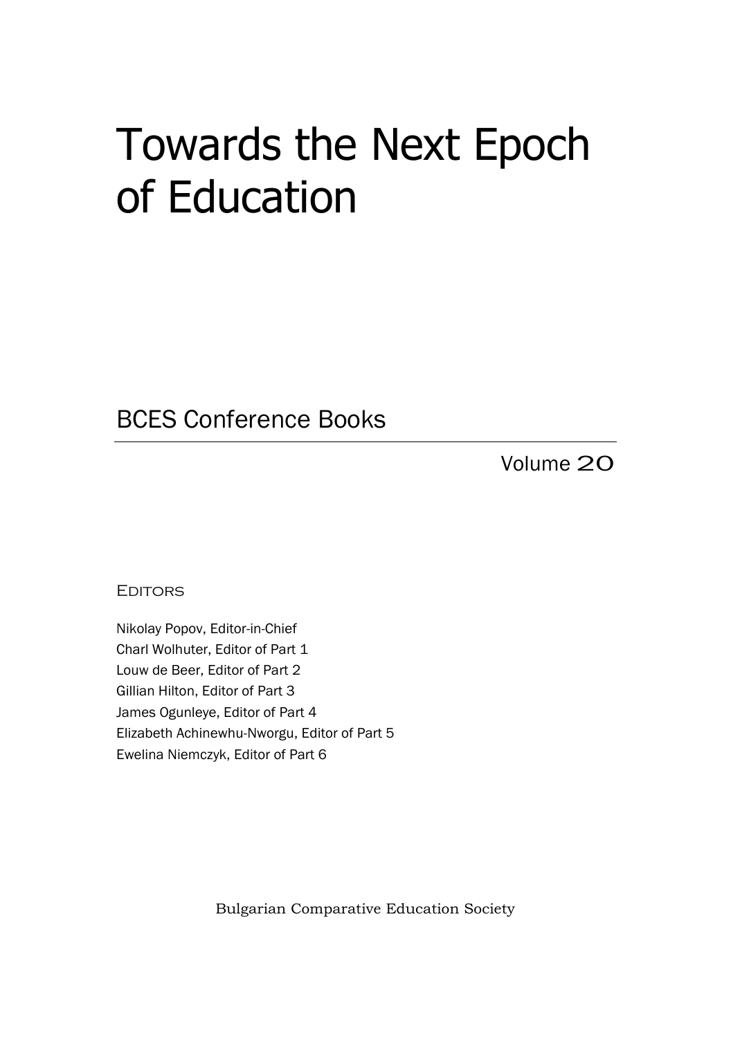# Towards the Next Epoch of Education

## BCES Conference Books

Volume 20

EDITORS

Nikolay Popov, Editor-in-Chief
Charl Wolhuter, Editor of Part 1
Louw de Beer, Editor of Part 2
Gillian Hilton, Editor of Part 3
James Ogunleye, Editor of Part 4
Elizabeth Achinewhu-Nworgu, Editor of Part 5
Ewelina Niemczyk, Editor of Part 6

Bulgarian Comparative Education Society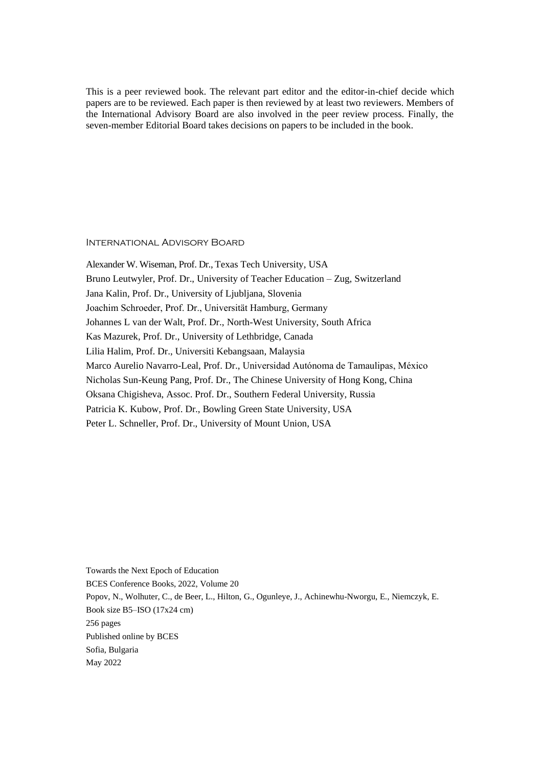This is a peer reviewed book. The relevant part editor and the editor-in-chief decide which papers are to be reviewed. Each paper is then reviewed by at least two reviewers. Members of the International Advisory Board are also involved in the peer review process. Finally, the seven-member Editorial Board takes decisions on papers to be included in the book.

## International Advisory Board

Alexander W. Wiseman, Prof. Dr., Texas Tech University, USA
Bruno Leutwyler, Prof. Dr., University of Teacher Education – Zug, Switzerland
Jana Kalin, Prof. Dr., University of Ljubljana, Slovenia
Joachim Schroeder, Prof. Dr., Universität Hamburg, Germany
Johannes L van der Walt, Prof. Dr., North-West University, South Africa
Kas Mazurek, Prof. Dr., University of Lethbridge, Canada
Lilia Halim, Prof. Dr., Universiti Kebangsaan, Malaysia
Marco Aurelio Navarro-Leal, Prof. Dr., Universidad Autónoma de Tamaulipas, México
Nicholas Sun-Keung Pang, Prof. Dr., The Chinese University of Hong Kong, China
Oksana Chigisheva, Assoc. Prof. Dr., Southern Federal University, Russia
Patricia K. Kubow, Prof. Dr., Bowling Green State University, USA
Peter L. Schneller, Prof. Dr., University of Mount Union, USA

Towards the Next Epoch of Education
BCES Conference Books, 2022, Volume 20
Popov, N., Wolhuter, C., de Beer, L., Hilton, G., Ogunleye, J., Achinewhu-Nworgu, E., Niemczyk, E.
Book size B5–ISO (17x24 cm)
256 pages
Published online by BCES
Sofia, Bulgaria
May 2022